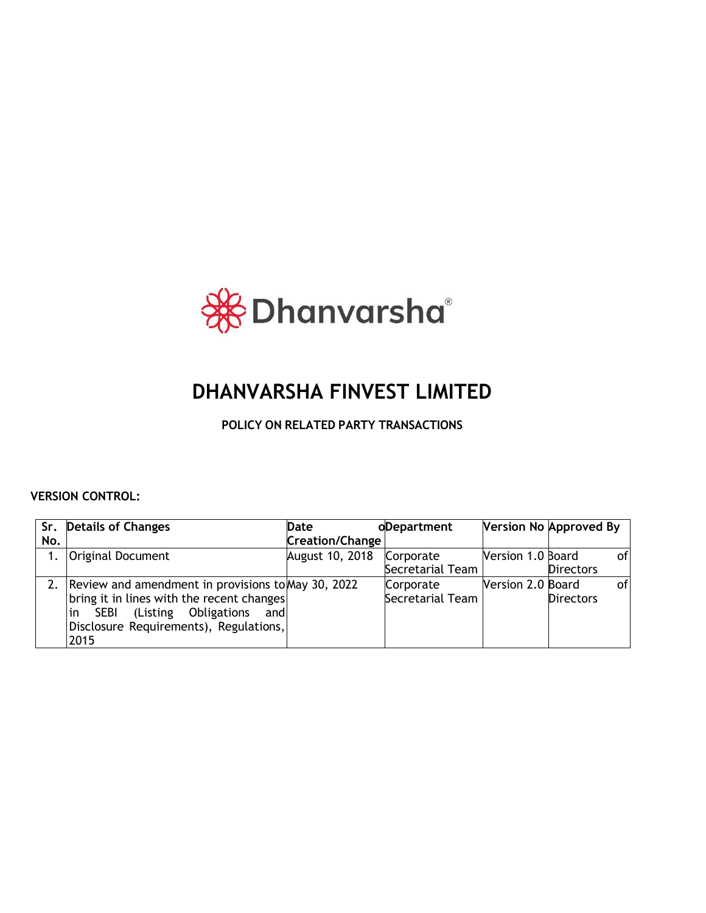Dhanvarsha®

# DHANVARSHA FINVEST LIMITED

## POLICY ON RELATED PARTY TRANSACTIONS

**VERSION CONTROL:**

| Sr. No. | Details of Changes | Date of Creation/Change | Department | Version No | Approved By |
|---|---|---|---|---|---|
| 1. | Original Document | August 10, 2018 | Corporate Secretarial Team | Version 1.0 | Board of Directors |
| 2. | Review and amendment in provisions to bring it in lines with the recent changes in SEBI (Listing Obligations and Disclosure Requirements), Regulations, 2015 | May 30, 2022 | Corporate Secretarial Team | Version 2.0 | Board of Directors |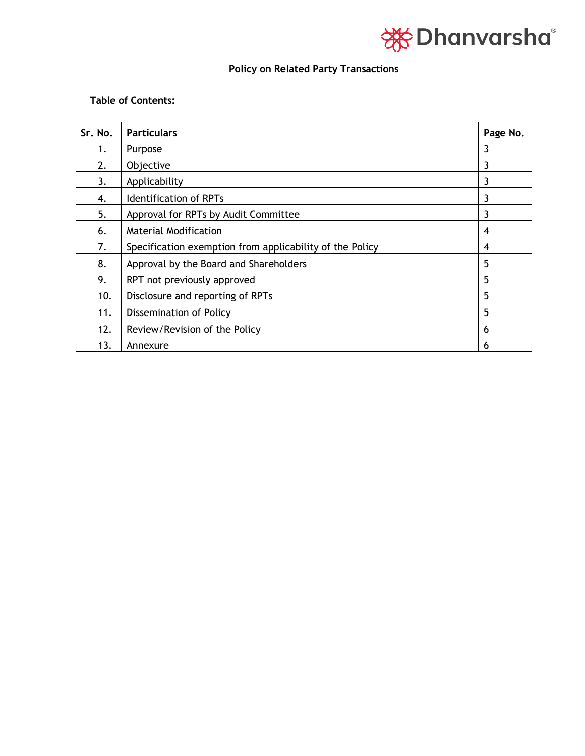# Policy on Related Party Transactions

**Table of Contents:**

| Sr. No. | Particulars | Page No. |
|---|---|---|
| 1. | Purpose | 3 |
| 2. | Objective | 3 |
| 3. | Applicability | 3 |
| 4. | Identification of RPTs | 3 |
| 5. | Approval for RPTs by Audit Committee | 3 |
| 6. | Material Modification | 4 |
| 7. | Specification exemption from applicability of the Policy | 4 |
| 8. | Approval by the Board and Shareholders | 5 |
| 9. | RPT not previously approved | 5 |
| 10. | Disclosure and reporting of RPTs | 5 |
| 11. | Dissemination of Policy | 5 |
| 12. | Review/Revision of the Policy | 6 |
| 13. | Annexure | 6 |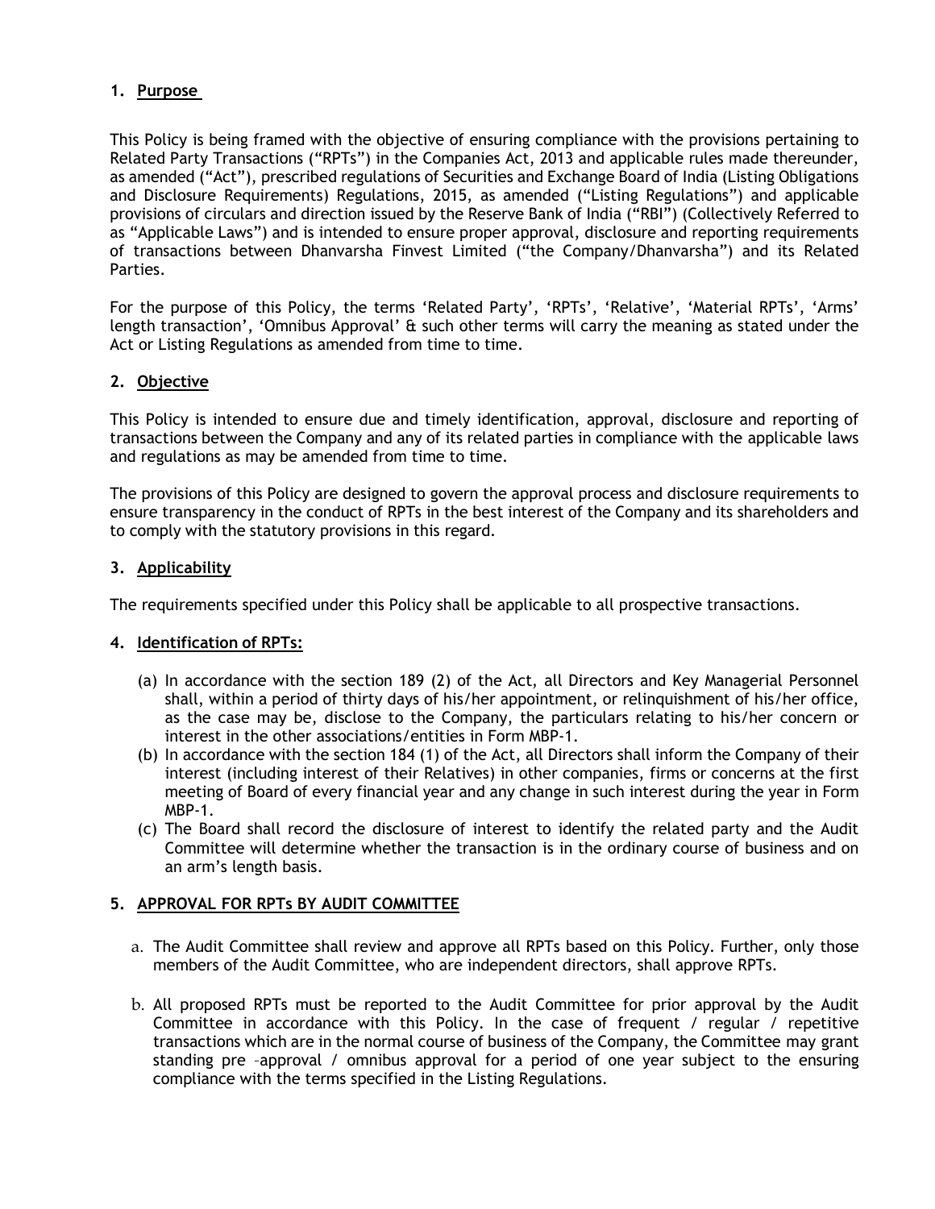## 1. Purpose

This Policy is being framed with the objective of ensuring compliance with the provisions pertaining to Related Party Transactions ("RPTs") in the Companies Act, 2013 and applicable rules made thereunder, as amended ("Act"), prescribed regulations of Securities and Exchange Board of India (Listing Obligations and Disclosure Requirements) Regulations, 2015, as amended ("Listing Regulations") and applicable provisions of circulars and direction issued by the Reserve Bank of India ("RBI") (Collectively Referred to as "Applicable Laws") and is intended to ensure proper approval, disclosure and reporting requirements of transactions between Dhanvarsha Finvest Limited ("the Company/Dhanvarsha") and its Related Parties.

For the purpose of this Policy, the terms 'Related Party', 'RPTs', 'Relative', 'Material RPTs', 'Arms' length transaction', 'Omnibus Approval' & such other terms will carry the meaning as stated under the Act or Listing Regulations as amended from time to time.

## 2. Objective

This Policy is intended to ensure due and timely identification, approval, disclosure and reporting of transactions between the Company and any of its related parties in compliance with the applicable laws and regulations as may be amended from time to time.

The provisions of this Policy are designed to govern the approval process and disclosure requirements to ensure transparency in the conduct of RPTs in the best interest of the Company and its shareholders and to comply with the statutory provisions in this regard.

## 3. Applicability

The requirements specified under this Policy shall be applicable to all prospective transactions.

## 4. Identification of RPTs:

(a) In accordance with the section 189 (2) of the Act, all Directors and Key Managerial Personnel shall, within a period of thirty days of his/her appointment, or relinquishment of his/her office, as the case may be, disclose to the Company, the particulars relating to his/her concern or interest in the other associations/entities in Form MBP-1.

(b) In accordance with the section 184 (1) of the Act, all Directors shall inform the Company of their interest (including interest of their Relatives) in other companies, firms or concerns at the first meeting of Board of every financial year and any change in such interest during the year in Form MBP-1.

(c) The Board shall record the disclosure of interest to identify the related party and the Audit Committee will determine whether the transaction is in the ordinary course of business and on an arm's length basis.

## 5. APPROVAL FOR RPTs BY AUDIT COMMITTEE

a. The Audit Committee shall review and approve all RPTs based on this Policy. Further, only those members of the Audit Committee, who are independent directors, shall approve RPTs.

b. All proposed RPTs must be reported to the Audit Committee for prior approval by the Audit Committee in accordance with this Policy. In the case of frequent / regular / repetitive transactions which are in the normal course of business of the Company, the Committee may grant standing pre –approval / omnibus approval for a period of one year subject to the ensuring compliance with the terms specified in the Listing Regulations.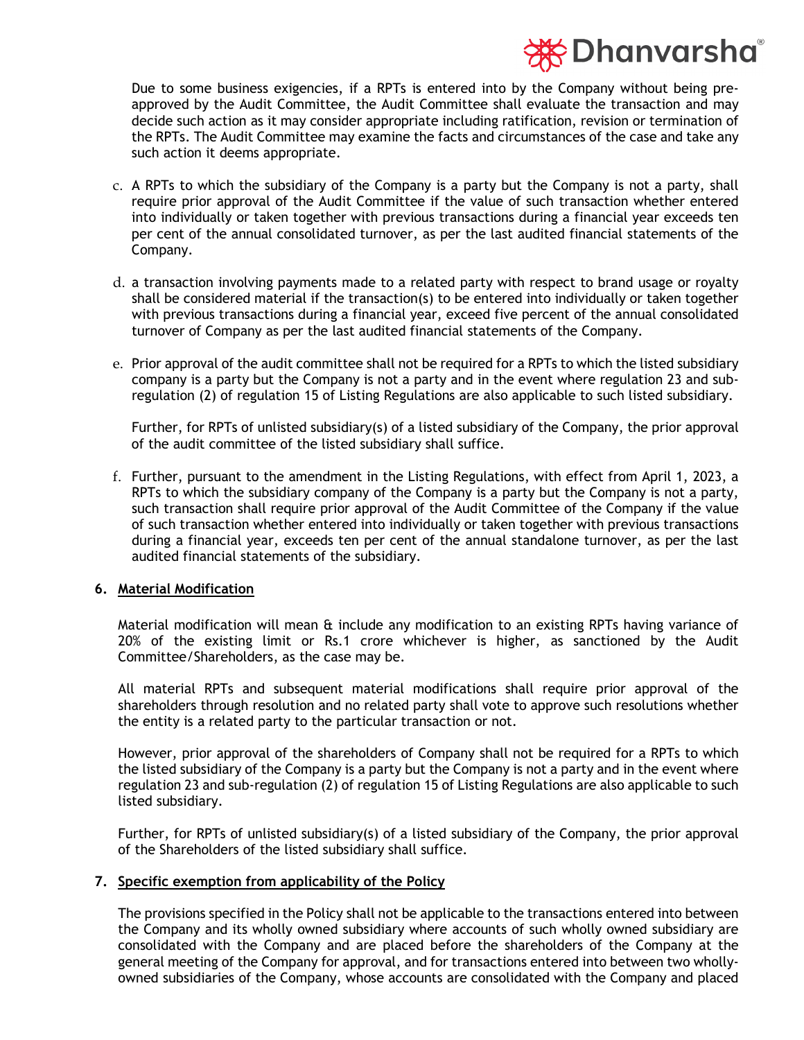Due to some business exigencies, if a RPTs is entered into by the Company without being pre-approved by the Audit Committee, the Audit Committee shall evaluate the transaction and may decide such action as it may consider appropriate including ratification, revision or termination of the RPTs. The Audit Committee may examine the facts and circumstances of the case and take any such action it deems appropriate.

c. A RPTs to which the subsidiary of the Company is a party but the Company is not a party, shall require prior approval of the Audit Committee if the value of such transaction whether entered into individually or taken together with previous transactions during a financial year exceeds ten per cent of the annual consolidated turnover, as per the last audited financial statements of the Company.

d. a transaction involving payments made to a related party with respect to brand usage or royalty shall be considered material if the transaction(s) to be entered into individually or taken together with previous transactions during a financial year, exceed five percent of the annual consolidated turnover of Company as per the last audited financial statements of the Company.

e. Prior approval of the audit committee shall not be required for a RPTs to which the listed subsidiary company is a party but the Company is not a party and in the event where regulation 23 and sub-regulation (2) of regulation 15 of Listing Regulations are also applicable to such listed subsidiary.

   Further, for RPTs of unlisted subsidiary(s) of a listed subsidiary of the Company, the prior approval of the audit committee of the listed subsidiary shall suffice.

f. Further, pursuant to the amendment in the Listing Regulations, with effect from April 1, 2023, a RPTs to which the subsidiary company of the Company is a party but the Company is not a party, such transaction shall require prior approval of the Audit Committee of the Company if the value of such transaction whether entered into individually or taken together with previous transactions during a financial year, exceeds ten per cent of the annual standalone turnover, as per the last audited financial statements of the subsidiary.

## 6. Material Modification

Material modification will mean & include any modification to an existing RPTs having variance of 20% of the existing limit or Rs.1 crore whichever is higher, as sanctioned by the Audit Committee/Shareholders, as the case may be.

All material RPTs and subsequent material modifications shall require prior approval of the shareholders through resolution and no related party shall vote to approve such resolutions whether the entity is a related party to the particular transaction or not.

However, prior approval of the shareholders of Company shall not be required for a RPTs to which the listed subsidiary of the Company is a party but the Company is not a party and in the event where regulation 23 and sub-regulation (2) of regulation 15 of Listing Regulations are also applicable to such listed subsidiary.

Further, for RPTs of unlisted subsidiary(s) of a listed subsidiary of the Company, the prior approval of the Shareholders of the listed subsidiary shall suffice.

## 7. Specific exemption from applicability of the Policy

The provisions specified in the Policy shall not be applicable to the transactions entered into between the Company and its wholly owned subsidiary where accounts of such wholly owned subsidiary are consolidated with the Company and are placed before the shareholders of the Company at the general meeting of the Company for approval, and for transactions entered into between two wholly-owned subsidiaries of the Company, whose accounts are consolidated with the Company and placed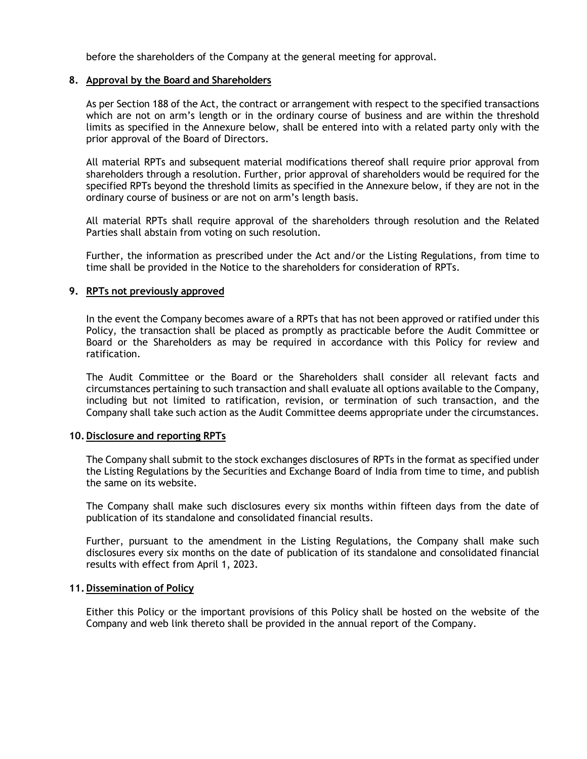before the shareholders of the Company at the general meeting for approval.

## 8. Approval by the Board and Shareholders

As per Section 188 of the Act, the contract or arrangement with respect to the specified transactions which are not on arm's length or in the ordinary course of business and are within the threshold limits as specified in the Annexure below, shall be entered into with a related party only with the prior approval of the Board of Directors.

All material RPTs and subsequent material modifications thereof shall require prior approval from shareholders through a resolution. Further, prior approval of shareholders would be required for the specified RPTs beyond the threshold limits as specified in the Annexure below, if they are not in the ordinary course of business or are not on arm's length basis.

All material RPTs shall require approval of the shareholders through resolution and the Related Parties shall abstain from voting on such resolution.

Further, the information as prescribed under the Act and/or the Listing Regulations, from time to time shall be provided in the Notice to the shareholders for consideration of RPTs.

## 9. RPTs not previously approved

In the event the Company becomes aware of a RPTs that has not been approved or ratified under this Policy, the transaction shall be placed as promptly as practicable before the Audit Committee or Board or the Shareholders as may be required in accordance with this Policy for review and ratification.

The Audit Committee or the Board or the Shareholders shall consider all relevant facts and circumstances pertaining to such transaction and shall evaluate all options available to the Company, including but not limited to ratification, revision, or termination of such transaction, and the Company shall take such action as the Audit Committee deems appropriate under the circumstances.

## 10. Disclosure and reporting RPTs

The Company shall submit to the stock exchanges disclosures of RPTs in the format as specified under the Listing Regulations by the Securities and Exchange Board of India from time to time, and publish the same on its website.

The Company shall make such disclosures every six months within fifteen days from the date of publication of its standalone and consolidated financial results.

Further, pursuant to the amendment in the Listing Regulations, the Company shall make such disclosures every six months on the date of publication of its standalone and consolidated financial results with effect from April 1, 2023.

## 11. Dissemination of Policy

Either this Policy or the important provisions of this Policy shall be hosted on the website of the Company and web link thereto shall be provided in the annual report of the Company.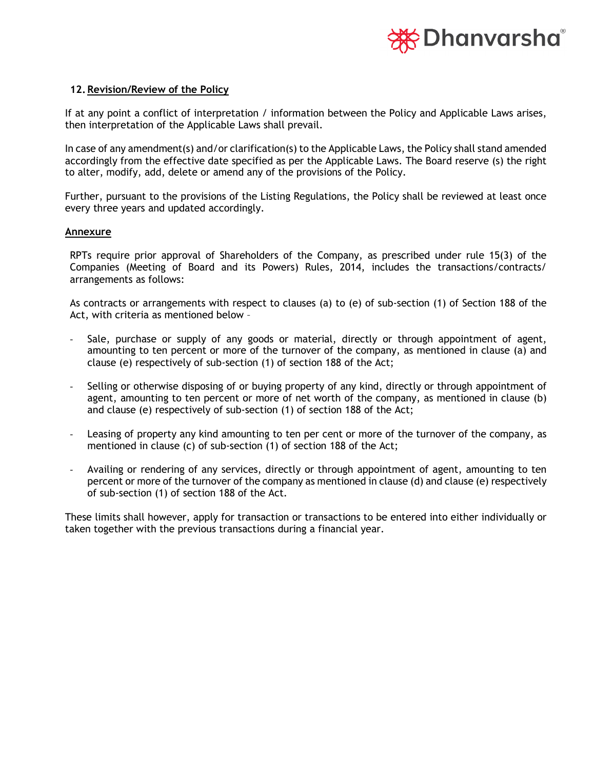## 12. Revision/Review of the Policy

If at any point a conflict of interpretation / information between the Policy and Applicable Laws arises, then interpretation of the Applicable Laws shall prevail.

In case of any amendment(s) and/or clarification(s) to the Applicable Laws, the Policy shall stand amended accordingly from the effective date specified as per the Applicable Laws. The Board reserve (s) the right to alter, modify, add, delete or amend any of the provisions of the Policy.

Further, pursuant to the provisions of the Listing Regulations, the Policy shall be reviewed at least once every three years and updated accordingly.

## Annexure

RPTs require prior approval of Shareholders of the Company, as prescribed under rule 15(3) of the Companies (Meeting of Board and its Powers) Rules, 2014, includes the transactions/contracts/ arrangements as follows:

As contracts or arrangements with respect to clauses (a) to (e) of sub-section (1) of Section 188 of the Act, with criteria as mentioned below –

- Sale, purchase or supply of any goods or material, directly or through appointment of agent, amounting to ten percent or more of the turnover of the company, as mentioned in clause (a) and clause (e) respectively of sub-section (1) of section 188 of the Act;
- Selling or otherwise disposing of or buying property of any kind, directly or through appointment of agent, amounting to ten percent or more of net worth of the company, as mentioned in clause (b) and clause (e) respectively of sub-section (1) of section 188 of the Act;
- Leasing of property any kind amounting to ten per cent or more of the turnover of the company, as mentioned in clause (c) of sub-section (1) of section 188 of the Act;
- Availing or rendering of any services, directly or through appointment of agent, amounting to ten percent or more of the turnover of the company as mentioned in clause (d) and clause (e) respectively of sub-section (1) of section 188 of the Act.

These limits shall however, apply for transaction or transactions to be entered into either individually or taken together with the previous transactions during a financial year.